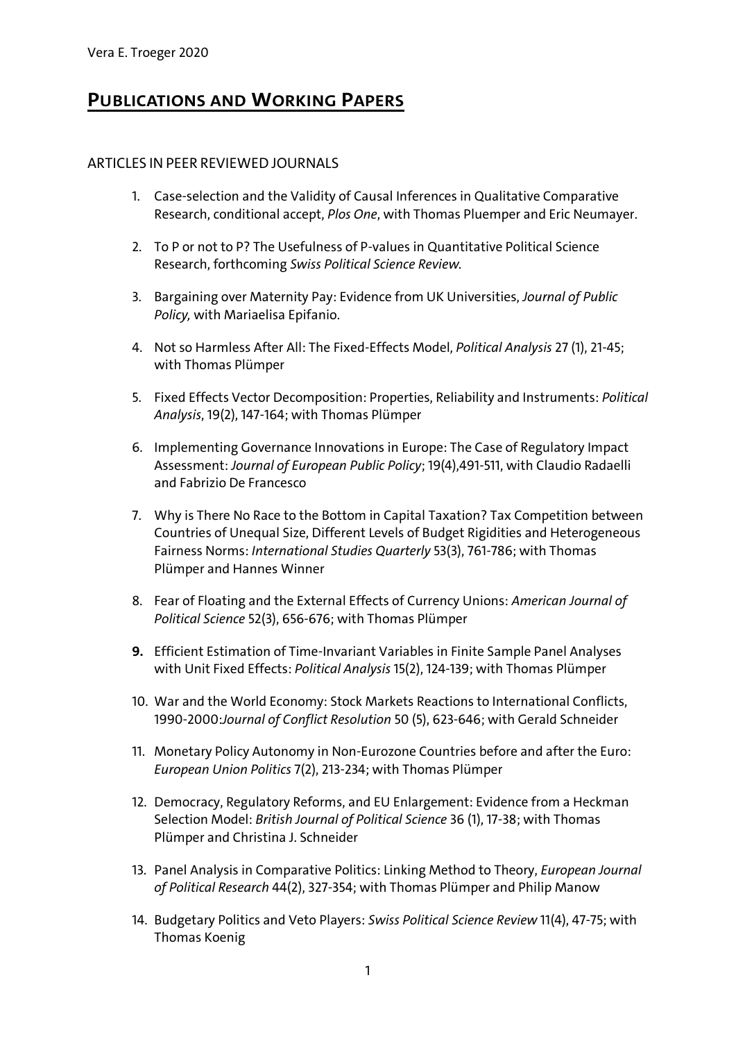## **PUBLICATIONS AND WORKING PAPERS**

ARTICLES IN PEER REVIEWED JOURNALS

1. Case-selection and the Validity of Causal Inferences in Qualitative Comparative Research, conditional accept, *Plos One*, with Thomas Pluemper and Eric Neumayer.

2. To P or not to P? The Usefulness of P-values in Quantitative Political Science Research, forthcoming *Swiss Political Science Review*.

3. Bargaining over Maternity Pay: Evidence from UK Universities, *Journal of Public Policy,* with Mariaelisa Epifanio.

4. Not so Harmless After All: The Fixed-Effects Model, *Political Analysis* 27 (1), 21-45; with Thomas Plümper

5. Fixed Effects Vector Decomposition: Properties, Reliability and Instruments: *Political Analysis*, 19(2), 147-164; with Thomas Plümper

6. Implementing Governance Innovations in Europe: The Case of Regulatory Impact Assessment: *Journal of European Public Policy*; 19(4),491-511, with Claudio Radaelli and Fabrizio De Francesco

7. Why is There No Race to the Bottom in Capital Taxation? Tax Competition between Countries of Unequal Size, Different Levels of Budget Rigidities and Heterogeneous Fairness Norms: *International Studies Quarterly* 53(3), 761-786; with Thomas Plümper and Hannes Winner

8. Fear of Floating and the External Effects of Currency Unions: *American Journal of Political Science* 52(3), 656-676; with Thomas Plümper

9. Efficient Estimation of Time-Invariant Variables in Finite Sample Panel Analyses with Unit Fixed Effects: *Political Analysis* 15(2), 124-139; with Thomas Plümper

10. War and the World Economy: Stock Markets Reactions to International Conflicts, 1990-2000:*Journal of Conflict Resolution* 50 (5), 623-646; with Gerald Schneider

11. Monetary Policy Autonomy in Non-Eurozone Countries before and after the Euro: *European Union Politics* 7(2), 213-234; with Thomas Plümper

12. Democracy, Regulatory Reforms, and EU Enlargement: Evidence from a Heckman Selection Model: *British Journal of Political Science* 36 (1), 17-38; with Thomas Plümper and Christina J. Schneider

13. Panel Analysis in Comparative Politics: Linking Method to Theory, *European Journal of Political Research* 44(2), 327-354; with Thomas Plümper and Philip Manow

14. Budgetary Politics and Veto Players: *Swiss Political Science Review* 11(4), 47-75; with Thomas Koenig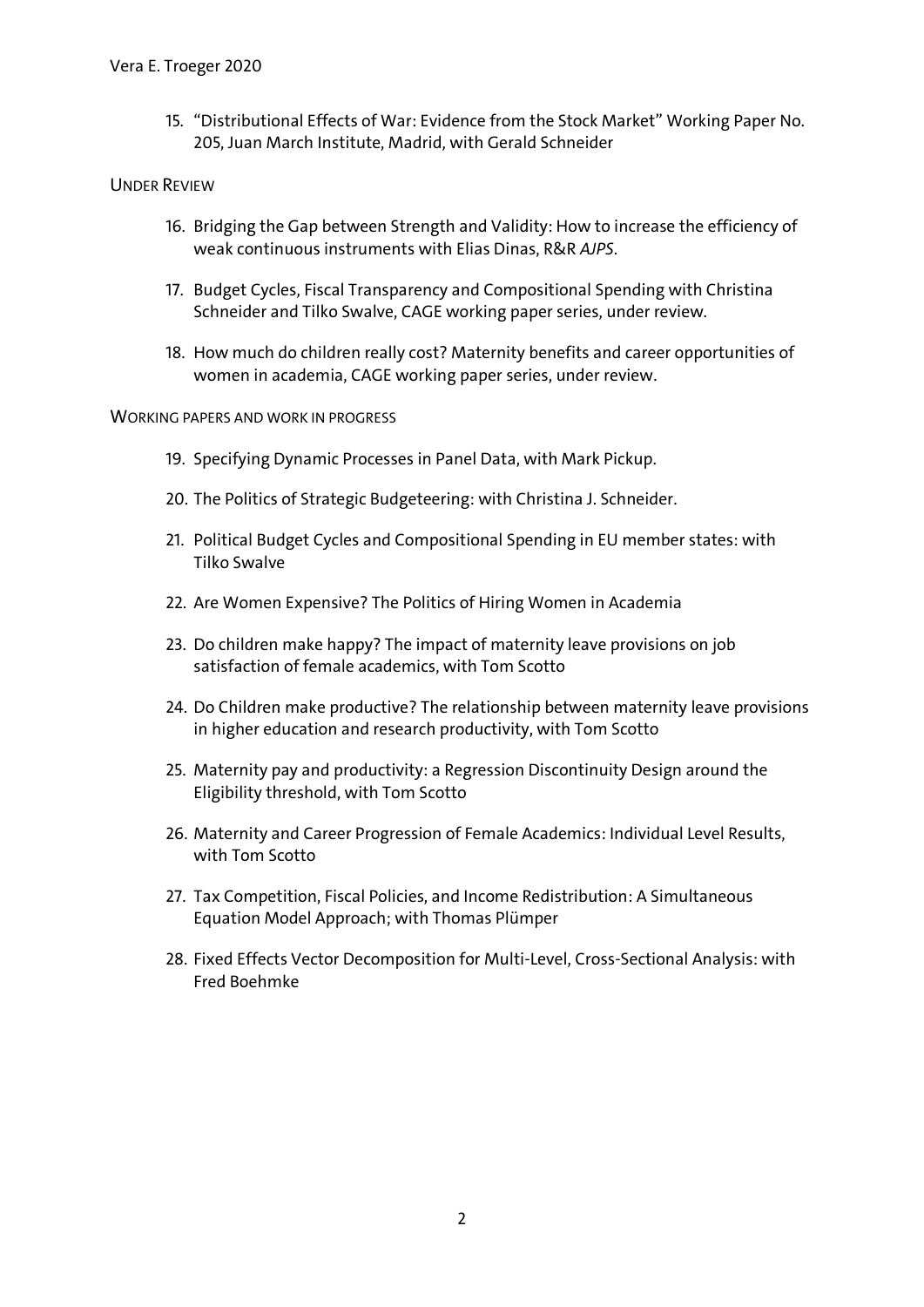15. "Distributional Effects of War: Evidence from the Stock Market" Working Paper No. 205, Juan March Institute, Madrid, with Gerald Schneider

UNDER REVIEW

16. Bridging the Gap between Strength and Validity: How to increase the efficiency of weak continuous instruments with Elias Dinas, R&R *AJPS*.

17. Budget Cycles, Fiscal Transparency and Compositional Spending with Christina Schneider and Tilko Swalve, CAGE working paper series, under review.

18. How much do children really cost? Maternity benefits and career opportunities of women in academia, CAGE working paper series, under review.

WORKING PAPERS AND WORK IN PROGRESS

19. Specifying Dynamic Processes in Panel Data, with Mark Pickup.

20. The Politics of Strategic Budgeteering: with Christina J. Schneider.

21. Political Budget Cycles and Compositional Spending in EU member states: with Tilko Swalve

22. Are Women Expensive? The Politics of Hiring Women in Academia

23. Do children make happy? The impact of maternity leave provisions on job satisfaction of female academics, with Tom Scotto

24. Do Children make productive? The relationship between maternity leave provisions in higher education and research productivity, with Tom Scotto

25. Maternity pay and productivity: a Regression Discontinuity Design around the Eligibility threshold, with Tom Scotto

26. Maternity and Career Progression of Female Academics: Individual Level Results, with Tom Scotto

27. Tax Competition, Fiscal Policies, and Income Redistribution: A Simultaneous Equation Model Approach; with Thomas Plümper

28. Fixed Effects Vector Decomposition for Multi-Level, Cross-Sectional Analysis: with Fred Boehmke